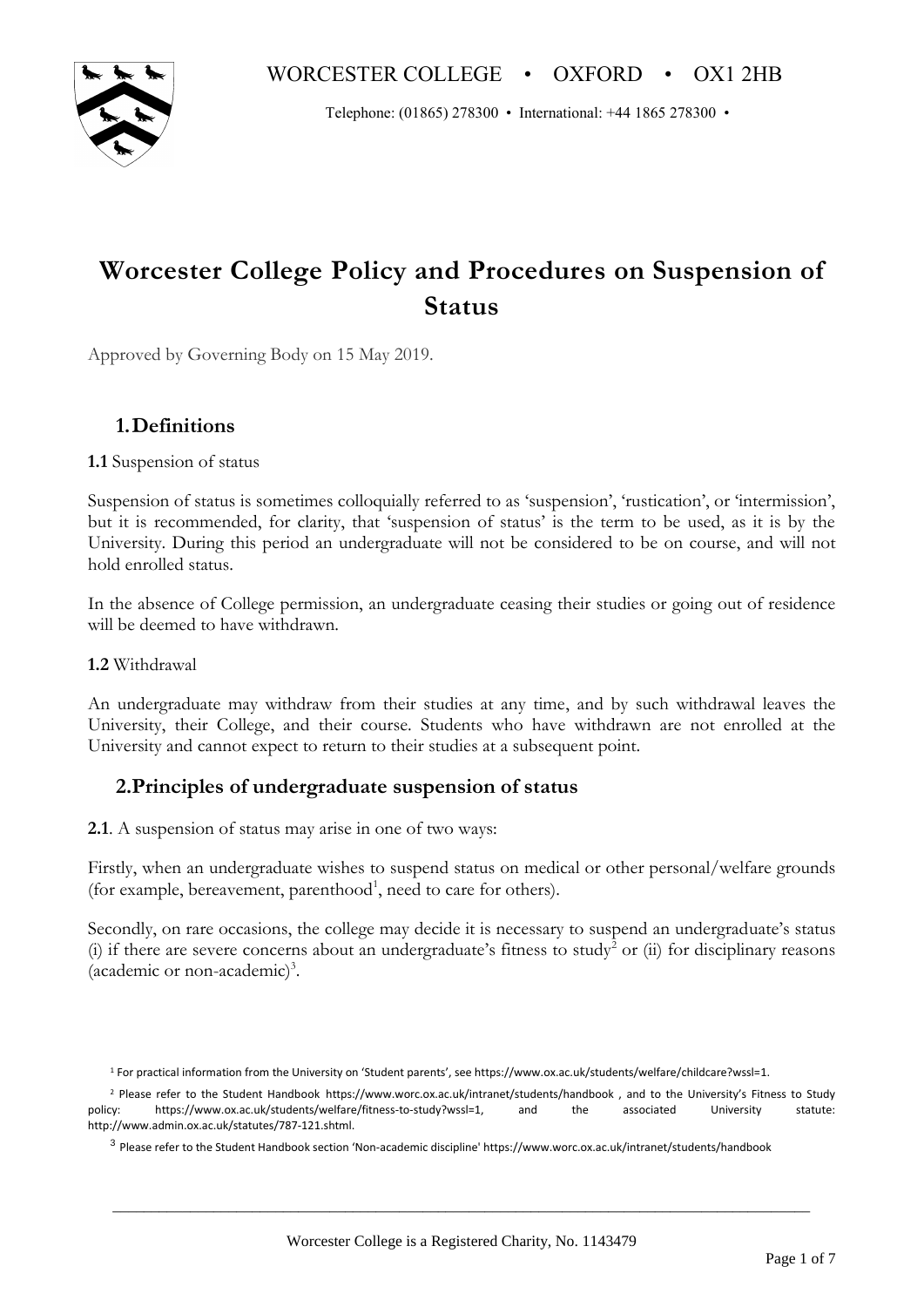WORCESTER COLLEGE • OXFORD • OX1 2HB

Telephone: (01865) 278300 • International: +44 1865 278300 •

# Worcester College Policy and Procedures on Suspension of Status

Approved by Governing Body on 15 May 2019.

## 1. Definitions

**1.1** Suspension of status

Suspension of status is sometimes colloquially referred to as 'suspension', 'rustication', or 'intermission', but it is recommended, for clarity, that 'suspension of status' is the term to be used, as it is by the University. During this period an undergraduate will not be considered to be on course, and will not hold enrolled status.

In the absence of College permission, an undergraduate ceasing their studies or going out of residence will be deemed to have withdrawn.

**1.2** Withdrawal

An undergraduate may withdraw from their studies at any time, and by such withdrawal leaves the University, their College, and their course. Students who have withdrawn are not enrolled at the University and cannot expect to return to their studies at a subsequent point.

## 2. Principles of undergraduate suspension of status

**2.1**. A suspension of status may arise in one of two ways:

Firstly, when an undergraduate wishes to suspend status on medical or other personal/welfare grounds (for example, bereavement, parenthood[1], need to care for others).

Secondly, on rare occasions, the college may decide it is necessary to suspend an undergraduate's status (i) if there are severe concerns about an undergraduate's fitness to study[2] or (ii) for disciplinary reasons (academic or non-academic)[3].

[1] For practical information from the University on 'Student parents', see https://www.ox.ac.uk/students/welfare/childcare?wssl=1.

[2] Please refer to the Student Handbook https://www.worc.ox.ac.uk/intranet/students/handbook , and to the University's Fitness to Study policy: https://www.ox.ac.uk/students/welfare/fitness-to-study?wssl=1, and the associated University statute: http://www.admin.ox.ac.uk/statutes/787-121.shtml.

[3] Please refer to the Student Handbook section 'Non-academic discipline' https://www.worc.ox.ac.uk/intranet/students/handbook

Worcester College is a Registered Charity, No. 1143479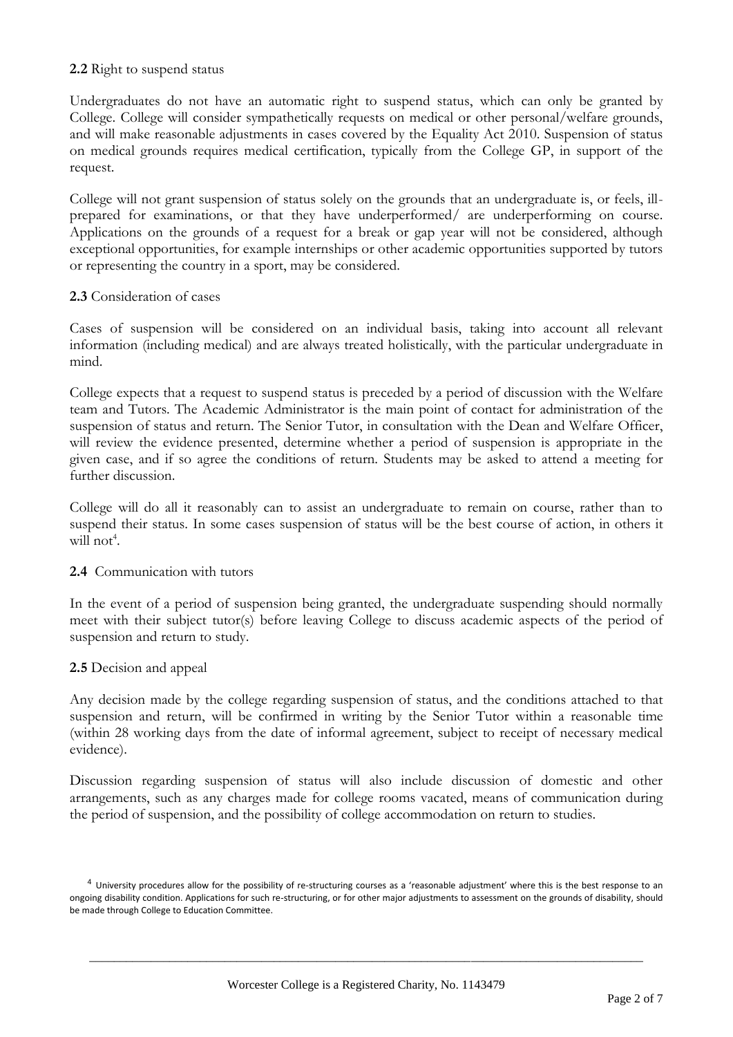**2.2** Right to suspend status

Undergraduates do not have an automatic right to suspend status, which can only be granted by College. College will consider sympathetically requests on medical or other personal/welfare grounds, and will make reasonable adjustments in cases covered by the Equality Act 2010. Suspension of status on medical grounds requires medical certification, typically from the College GP, in support of the request.

College will not grant suspension of status solely on the grounds that an undergraduate is, or feels, ill-prepared for examinations, or that they have underperformed/ are underperforming on course. Applications on the grounds of a request for a break or gap year will not be considered, although exceptional opportunities, for example internships or other academic opportunities supported by tutors or representing the country in a sport, may be considered.

**2.3** Consideration of cases

Cases of suspension will be considered on an individual basis, taking into account all relevant information (including medical) and are always treated holistically, with the particular undergraduate in mind.

College expects that a request to suspend status is preceded by a period of discussion with the Welfare team and Tutors. The Academic Administrator is the main point of contact for administration of the suspension of status and return. The Senior Tutor, in consultation with the Dean and Welfare Officer, will review the evidence presented, determine whether a period of suspension is appropriate in the given case, and if so agree the conditions of return. Students may be asked to attend a meeting for further discussion.

College will do all it reasonably can to assist an undergraduate to remain on course, rather than to suspend their status. In some cases suspension of status will be the best course of action, in others it will not[4].

**2.4** Communication with tutors

In the event of a period of suspension being granted, the undergraduate suspending should normally meet with their subject tutor(s) before leaving College to discuss academic aspects of the period of suspension and return to study.

**2.5** Decision and appeal

Any decision made by the college regarding suspension of status, and the conditions attached to that suspension and return, will be confirmed in writing by the Senior Tutor within a reasonable time (within 28 working days from the date of informal agreement, subject to receipt of necessary medical evidence).

Discussion regarding suspension of status will also include discussion of domestic and other arrangements, such as any charges made for college rooms vacated, means of communication during the period of suspension, and the possibility of college accommodation on return to studies.

[4] University procedures allow for the possibility of re-structuring courses as a 'reasonable adjustment' where this is the best response to an ongoing disability condition. Applications for such re-structuring, or for other major adjustments to assessment on the grounds of disability, should be made through College to Education Committee.

Worcester College is a Registered Charity, No. 1143479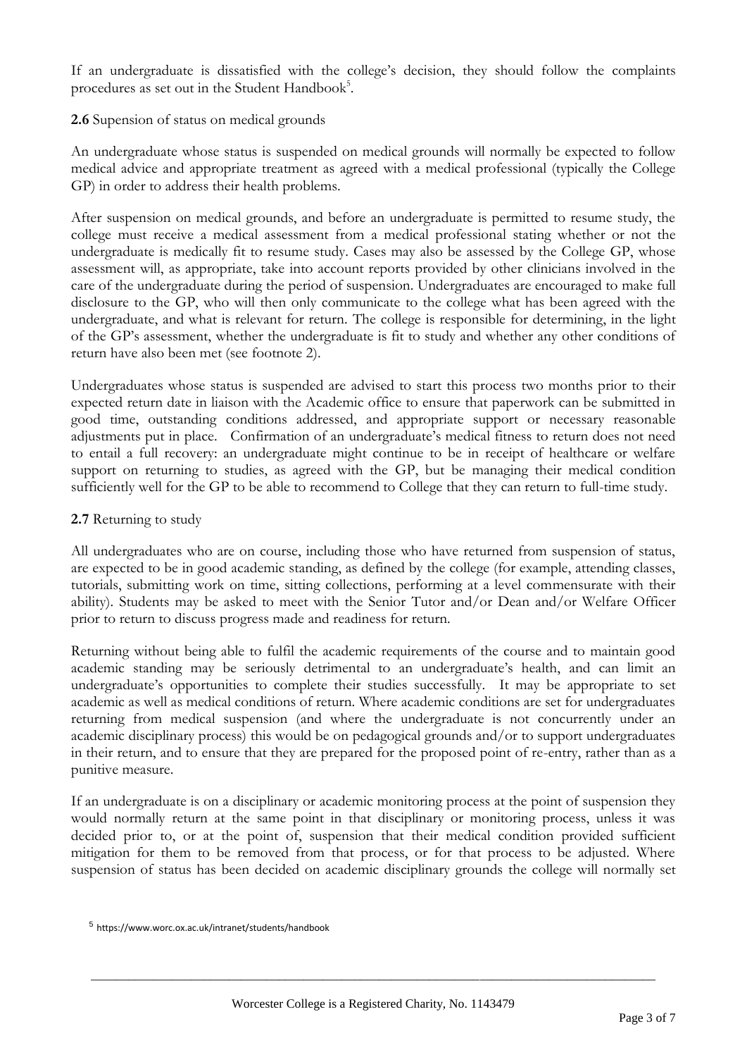If an undergraduate is dissatisfied with the college's decision, they should follow the complaints procedures as set out in the Student Handbook[5].

**2.6** Supension of status on medical grounds

An undergraduate whose status is suspended on medical grounds will normally be expected to follow medical advice and appropriate treatment as agreed with a medical professional (typically the College GP) in order to address their health problems.

After suspension on medical grounds, and before an undergraduate is permitted to resume study, the college must receive a medical assessment from a medical professional stating whether or not the undergraduate is medically fit to resume study. Cases may also be assessed by the College GP, whose assessment will, as appropriate, take into account reports provided by other clinicians involved in the care of the undergraduate during the period of suspension. Undergraduates are encouraged to make full disclosure to the GP, who will then only communicate to the college what has been agreed with the undergraduate, and what is relevant for return. The college is responsible for determining, in the light of the GP's assessment, whether the undergraduate is fit to study and whether any other conditions of return have also been met (see footnote 2).

Undergraduates whose status is suspended are advised to start this process two months prior to their expected return date in liaison with the Academic office to ensure that paperwork can be submitted in good time, outstanding conditions addressed, and appropriate support or necessary reasonable adjustments put in place. Confirmation of an undergraduate's medical fitness to return does not need to entail a full recovery: an undergraduate might continue to be in receipt of healthcare or welfare support on returning to studies, as agreed with the GP, but be managing their medical condition sufficiently well for the GP to be able to recommend to College that they can return to full-time study.

**2.7** Returning to study

All undergraduates who are on course, including those who have returned from suspension of status, are expected to be in good academic standing, as defined by the college (for example, attending classes, tutorials, submitting work on time, sitting collections, performing at a level commensurate with their ability). Students may be asked to meet with the Senior Tutor and/or Dean and/or Welfare Officer prior to return to discuss progress made and readiness for return.

Returning without being able to fulfil the academic requirements of the course and to maintain good academic standing may be seriously detrimental to an undergraduate's health, and can limit an undergraduate's opportunities to complete their studies successfully. It may be appropriate to set academic as well as medical conditions of return. Where academic conditions are set for undergraduates returning from medical suspension (and where the undergraduate is not concurrently under an academic disciplinary process) this would be on pedagogical grounds and/or to support undergraduates in their return, and to ensure that they are prepared for the proposed point of re-entry, rather than as a punitive measure.

If an undergraduate is on a disciplinary or academic monitoring process at the point of suspension they would normally return at the same point in that disciplinary or monitoring process, unless it was decided prior to, or at the point of, suspension that their medical condition provided sufficient mitigation for them to be removed from that process, or for that process to be adjusted. Where suspension of status has been decided on academic disciplinary grounds the college will normally set

[5] https://www.worc.ox.ac.uk/intranet/students/handbook

Worcester College is a Registered Charity, No. 1143479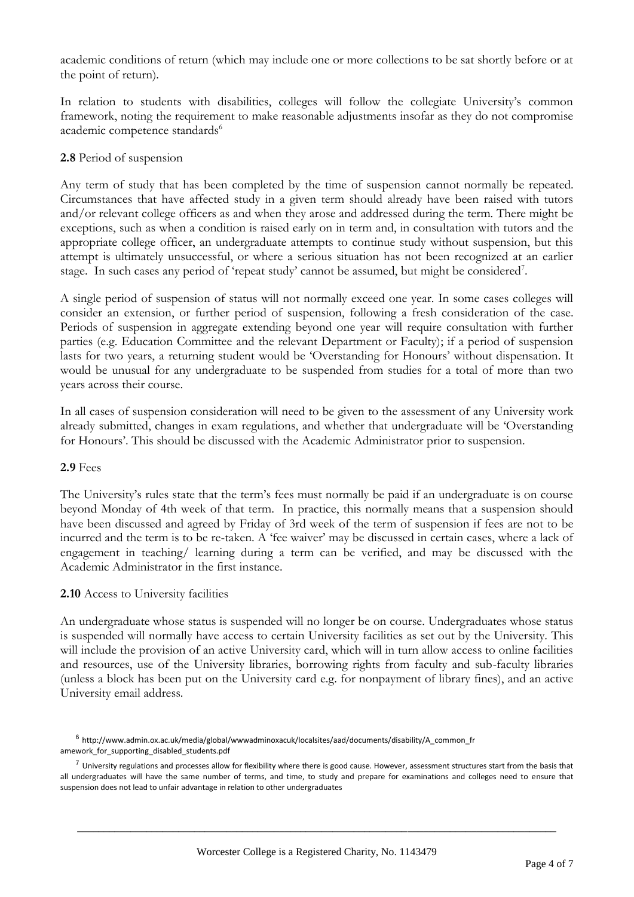academic conditions of return (which may include one or more collections to be sat shortly before or at the point of return).

In relation to students with disabilities, colleges will follow the collegiate University's common framework, noting the requirement to make reasonable adjustments insofar as they do not compromise academic competence standards[6]

**2.8** Period of suspension

Any term of study that has been completed by the time of suspension cannot normally be repeated. Circumstances that have affected study in a given term should already have been raised with tutors and/or relevant college officers as and when they arose and addressed during the term. There might be exceptions, such as when a condition is raised early on in term and, in consultation with tutors and the appropriate college officer, an undergraduate attempts to continue study without suspension, but this attempt is ultimately unsuccessful, or where a serious situation has not been recognized at an earlier stage. In such cases any period of 'repeat study' cannot be assumed, but might be considered[7].

A single period of suspension of status will not normally exceed one year. In some cases colleges will consider an extension, or further period of suspension, following a fresh consideration of the case. Periods of suspension in aggregate extending beyond one year will require consultation with further parties (e.g. Education Committee and the relevant Department or Faculty); if a period of suspension lasts for two years, a returning student would be 'Overstanding for Honours' without dispensation. It would be unusual for any undergraduate to be suspended from studies for a total of more than two years across their course.

In all cases of suspension consideration will need to be given to the assessment of any University work already submitted, changes in exam regulations, and whether that undergraduate will be 'Overstanding for Honours'. This should be discussed with the Academic Administrator prior to suspension.

**2.9** Fees

The University's rules state that the term's fees must normally be paid if an undergraduate is on course beyond Monday of 4th week of that term. In practice, this normally means that a suspension should have been discussed and agreed by Friday of 3rd week of the term of suspension if fees are not to be incurred and the term is to be re-taken. A 'fee waiver' may be discussed in certain cases, where a lack of engagement in teaching/ learning during a term can be verified, and may be discussed with the Academic Administrator in the first instance.

**2.10** Access to University facilities

An undergraduate whose status is suspended will no longer be on course. Undergraduates whose status is suspended will normally have access to certain University facilities as set out by the University. This will include the provision of an active University card, which will in turn allow access to online facilities and resources, use of the University libraries, borrowing rights from faculty and sub-faculty libraries (unless a block has been put on the University card e.g. for nonpayment of library fines), and an active University email address.

[6] http://www.admin.ox.ac.uk/media/global/wwwadminoxacuk/localsites/aad/documents/disability/A_common_framework_for_supporting_disabled_students.pdf

[7] University regulations and processes allow for flexibility where there is good cause. However, assessment structures start from the basis that all undergraduates will have the same number of terms, and time, to study and prepare for examinations and colleges need to ensure that suspension does not lead to unfair advantage in relation to other undergraduates

Worcester College is a Registered Charity, No. 1143479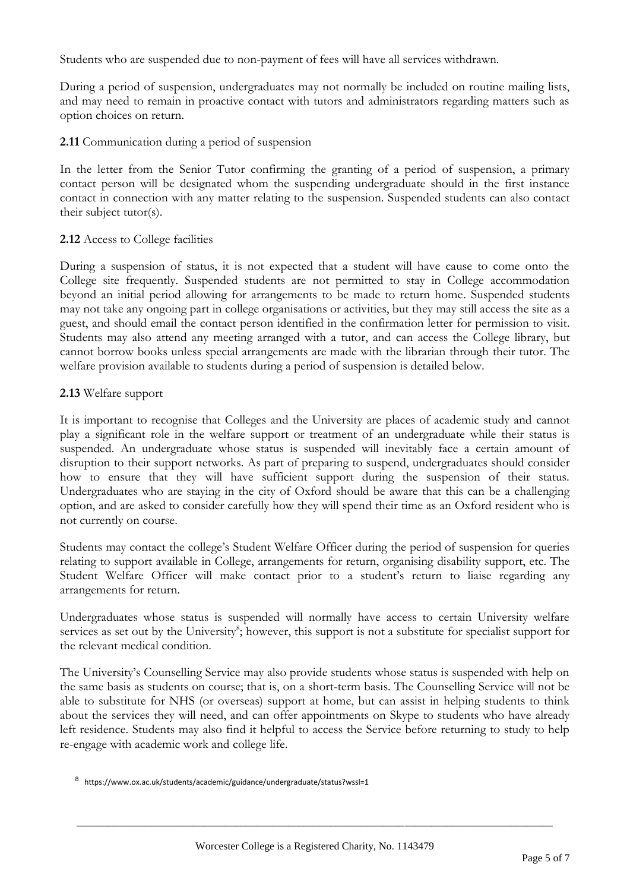Students who are suspended due to non-payment of fees will have all services withdrawn.

During a period of suspension, undergraduates may not normally be included on routine mailing lists, and may need to remain in proactive contact with tutors and administrators regarding matters such as option choices on return.

**2.11** Communication during a period of suspension

In the letter from the Senior Tutor confirming the granting of a period of suspension, a primary contact person will be designated whom the suspending undergraduate should in the first instance contact in connection with any matter relating to the suspension. Suspended students can also contact their subject tutor(s).

**2.12** Access to College facilities

During a suspension of status, it is not expected that a student will have cause to come onto the College site frequently. Suspended students are not permitted to stay in College accommodation beyond an initial period allowing for arrangements to be made to return home. Suspended students may not take any ongoing part in college organisations or activities, but they may still access the site as a guest, and should email the contact person identified in the confirmation letter for permission to visit. Students may also attend any meeting arranged with a tutor, and can access the College library, but cannot borrow books unless special arrangements are made with the librarian through their tutor. The welfare provision available to students during a period of suspension is detailed below.

**2.13** Welfare support

It is important to recognise that Colleges and the University are places of academic study and cannot play a significant role in the welfare support or treatment of an undergraduate while their status is suspended. An undergraduate whose status is suspended will inevitably face a certain amount of disruption to their support networks. As part of preparing to suspend, undergraduates should consider how to ensure that they will have sufficient support during the suspension of their status. Undergraduates who are staying in the city of Oxford should be aware that this can be a challenging option, and are asked to consider carefully how they will spend their time as an Oxford resident who is not currently on course.

Students may contact the college's Student Welfare Officer during the period of suspension for queries relating to support available in College, arrangements for return, organising disability support, etc. The Student Welfare Officer will make contact prior to a student's return to liaise regarding any arrangements for return.

Undergraduates whose status is suspended will normally have access to certain University welfare services as set out by the University[8]; however, this support is not a substitute for specialist support for the relevant medical condition.

The University's Counselling Service may also provide students whose status is suspended with help on the same basis as students on course; that is, on a short-term basis. The Counselling Service will not be able to substitute for NHS (or overseas) support at home, but can assist in helping students to think about the services they will need, and can offer appointments on Skype to students who have already left residence. Students may also find it helpful to access the Service before returning to study to help re-engage with academic work and college life.

[8] https://www.ox.ac.uk/students/academic/guidance/undergraduate/status?wssl=1

Worcester College is a Registered Charity, No. 1143479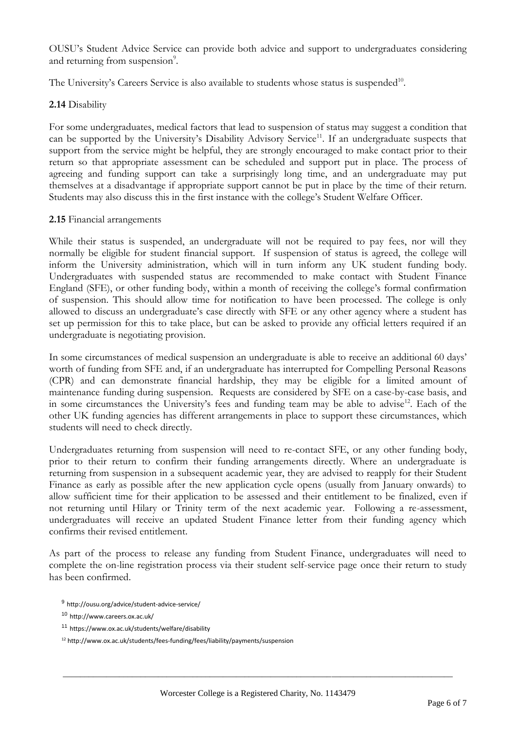OUSU's Student Advice Service can provide both advice and support to undergraduates considering and returning from suspension[9].

The University's Careers Service is also available to students whose status is suspended[10].

**2.14** Disability

For some undergraduates, medical factors that lead to suspension of status may suggest a condition that can be supported by the University's Disability Advisory Service[11]. If an undergraduate suspects that support from the service might be helpful, they are strongly encouraged to make contact prior to their return so that appropriate assessment can be scheduled and support put in place. The process of agreeing and funding support can take a surprisingly long time, and an undergraduate may put themselves at a disadvantage if appropriate support cannot be put in place by the time of their return. Students may also discuss this in the first instance with the college's Student Welfare Officer.

**2.15** Financial arrangements

While their status is suspended, an undergraduate will not be required to pay fees, nor will they normally be eligible for student financial support. If suspension of status is agreed, the college will inform the University administration, which will in turn inform any UK student funding body. Undergraduates with suspended status are recommended to make contact with Student Finance England (SFE), or other funding body, within a month of receiving the college's formal confirmation of suspension. This should allow time for notification to have been processed. The college is only allowed to discuss an undergraduate's case directly with SFE or any other agency where a student has set up permission for this to take place, but can be asked to provide any official letters required if an undergraduate is negotiating provision.

In some circumstances of medical suspension an undergraduate is able to receive an additional 60 days' worth of funding from SFE and, if an undergraduate has interrupted for Compelling Personal Reasons (CPR) and can demonstrate financial hardship, they may be eligible for a limited amount of maintenance funding during suspension. Requests are considered by SFE on a case-by-case basis, and in some circumstances the University's fees and funding team may be able to advise[12]. Each of the other UK funding agencies has different arrangements in place to support these circumstances, which students will need to check directly.

Undergraduates returning from suspension will need to re-contact SFE, or any other funding body, prior to their return to confirm their funding arrangements directly. Where an undergraduate is returning from suspension in a subsequent academic year, they are advised to reapply for their Student Finance as early as possible after the new application cycle opens (usually from January onwards) to allow sufficient time for their application to be assessed and their entitlement to be finalized, even if not returning until Hilary or Trinity term of the next academic year. Following a re-assessment, undergraduates will receive an updated Student Finance letter from their funding agency which confirms their revised entitlement.

As part of the process to release any funding from Student Finance, undergraduates will need to complete the on-line registration process via their student self-service page once their return to study has been confirmed.

[9] http://ousu.org/advice/student-advice-service/

[10] http://www.careers.ox.ac.uk/

[11] https://www.ox.ac.uk/students/welfare/disability

[12] http://www.ox.ac.uk/students/fees-funding/fees/liability/payments/suspension

Worcester College is a Registered Charity, No. 1143479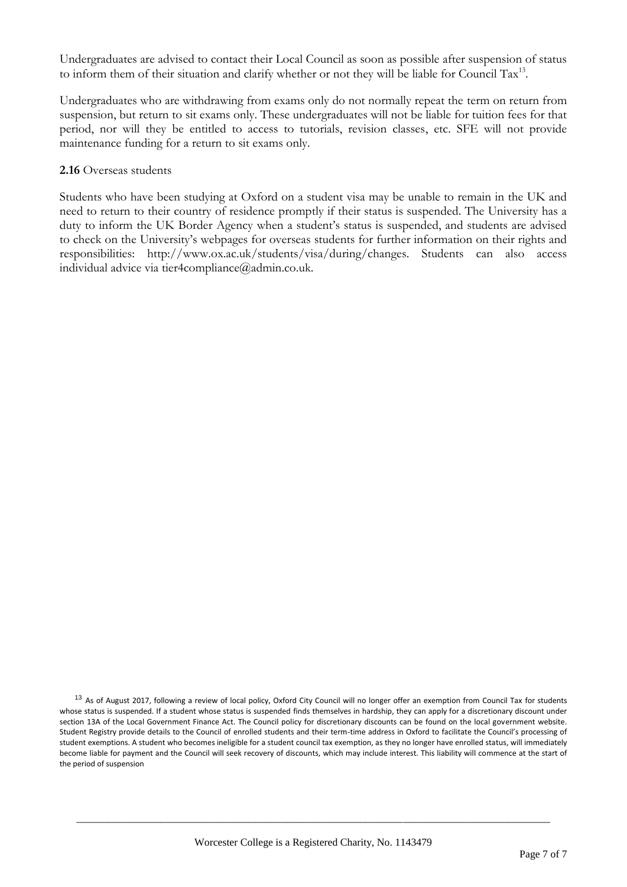Undergraduates are advised to contact their Local Council as soon as possible after suspension of status to inform them of their situation and clarify whether or not they will be liable for Council Tax[13].

Undergraduates who are withdrawing from exams only do not normally repeat the term on return from suspension, but return to sit exams only. These undergraduates will not be liable for tuition fees for that period, nor will they be entitled to access to tutorials, revision classes, etc. SFE will not provide maintenance funding for a return to sit exams only.

**2.16** Overseas students

Students who have been studying at Oxford on a student visa may be unable to remain in the UK and need to return to their country of residence promptly if their status is suspended. The University has a duty to inform the UK Border Agency when a student's status is suspended, and students are advised to check on the University's webpages for overseas students for further information on their rights and responsibilities: http://www.ox.ac.uk/students/visa/during/changes. Students can also access individual advice via tier4compliance@admin.co.uk.

[13] As of August 2017, following a review of local policy, Oxford City Council will no longer offer an exemption from Council Tax for students whose status is suspended. If a student whose status is suspended finds themselves in hardship, they can apply for a discretionary discount under section 13A of the Local Government Finance Act. The Council policy for discretionary discounts can be found on the local government website. Student Registry provide details to the Council of enrolled students and their term-time address in Oxford to facilitate the Council's processing of student exemptions. A student who becomes ineligible for a student council tax exemption, as they no longer have enrolled status, will immediately become liable for payment and the Council will seek recovery of discounts, which may include interest. This liability will commence at the start of the period of suspension

Worcester College is a Registered Charity, No. 1143479